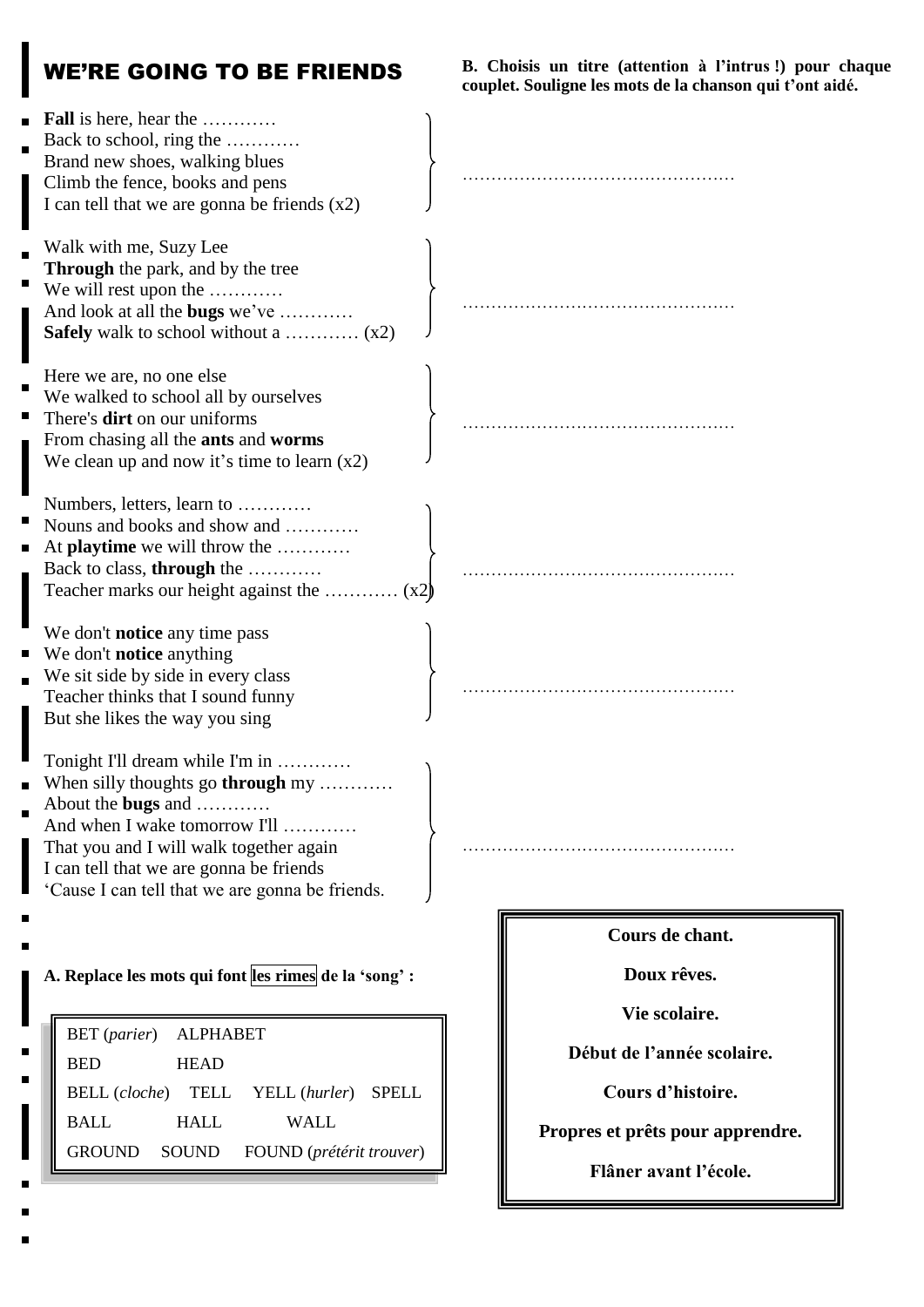# WE'RE GOING TO BE FRIENDS

**B. Choisis un titre (attention à l'intrus !) pour chaque couplet. Souligne les mots de la chanson qui t'ont aidé.**

**Fall** is here, hear the …………
Back to school, ring the …………
Brand new shoes, walking blues
Climb the fence, books and pens
I can tell that we are gonna be friends (x2)

…………………………………………

Walk with me, Suzy Lee
**Through** the park, and by the tree
We will rest upon the …………
And look at all the **bugs** we've …………
**Safely** walk to school without a ………… (x2)

…………………………………………

Here we are, no one else
We walked to school all by ourselves
There's **dirt** on our uniforms
From chasing all the **ants** and **worms**
We clean up and now it's time to learn (x2)

…………………………………………

Numbers, letters, learn to …………
Nouns and books and show and …………
At **playtime** we will throw the …………
Back to class, **through** the …………
Teacher marks our height against the ………… (x2)

…………………………………………

We don't **notice** any time pass
We don't **notice** anything
We sit side by side in every class
Teacher thinks that I sound funny
But she likes the way you sing

…………………………………………

Tonight I'll dream while I'm in …………
When silly thoughts go **through** my …………
About the **bugs** and …………
And when I wake tomorrow I'll …………
That you and I will walk together again
I can tell that we are gonna be friends
'Cause I can tell that we are gonna be friends.

…………………………………………

**A. Replace les mots qui font les rimes de la 'song' :**

| | | | |
|---|---|---|---|
| BET (*parier*) | ALPHABET | | |
| BED | HEAD | | |
| BELL (*cloche*) | TELL | YELL (*hurler*) | SPELL |
| BALL | HALL | WALL | |
| GROUND | SOUND | FOUND (*prétérit trouver*) | |

**Cours de chant.**

**Doux rêves.**

**Vie scolaire.**

**Début de l'année scolaire.**

**Cours d'histoire.**

**Propres et prêts pour apprendre.**

**Flâner avant l'école.**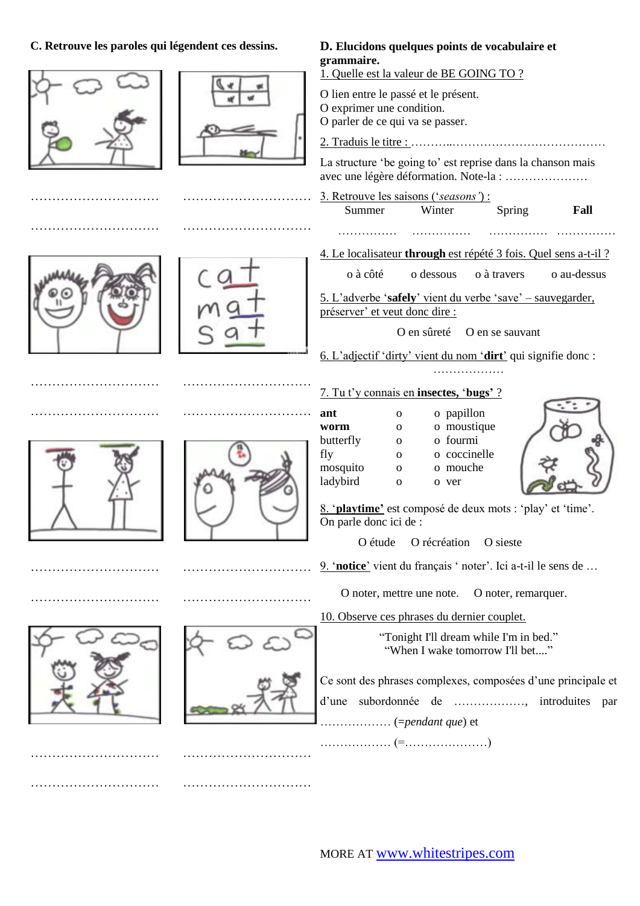**C. Retrouve les paroles qui légendent ces dessins.**

…………………………… ……………………………

…………………………… ……………………………

…………………………… ……………………………

…………………………… ……………………………

…………………………… ……………………………

…………………………… ……………………………

…………………………… ……………………………

…………………………… ……………………………

**D. Elucidons quelques points de vocabulaire et grammaire.**

1. Quelle est la valeur de BE GOING TO ?

O lien entre le passé et le présent.
O exprimer une condition.
O parler de ce qui va se passer.

2. Traduis le titre : ………..…………………………………

La structure 'be going to' est reprise dans la chanson mais avec une légère déformation. Note-la : …………………

3. Retrouve les saisons ('*seasons'*) :

| Summer | Winter | Spring | **Fall** |
|---|---|---|---|
| …………… | …………… | …………… | …………… |

4. Le localisateur **through** est répété 3 fois. Quel sens a-t-il ?

o à côté o dessous o à travers o au-dessus

5. L'adverbe '**safely**' vient du verbe 'save' – sauvegarder, préserver' et veut donc dire :

O en sûreté O en se sauvant

6. L'adjectif 'dirty' vient du nom '**dirt**' qui signifie donc : ………………

7. Tu t'y connais en **insectes**, '**bugs'** ?

| | | |
|---|---|---|
| **ant** | o | o papillon |
| **worm** | o | o moustique |
| butterfly | o | o fourmi |
| fly | o | o coccinelle |
| mosquito | o | o mouche |
| ladybird | o | o ver |

8. '**playtime'** est composé de deux mots : 'play' et 'time'. On parle donc ici de :

O étude O récréation O sieste

9. '**notice**' vient du français ' noter'. Ici a-t-il le sens de …

O noter, mettre une note. O noter, remarquer.

10. Observe ces phrases du dernier couplet.

"Tonight I'll dream while I'm in bed."
"When I wake tomorrow I'll bet...."

Ce sont des phrases complexes, composées d'une principale et d'une subordonnée de ………………, introduites par ……………… (=*pendant que*) et ……………… (=…………………)

MORE AT www.whitestripes.com